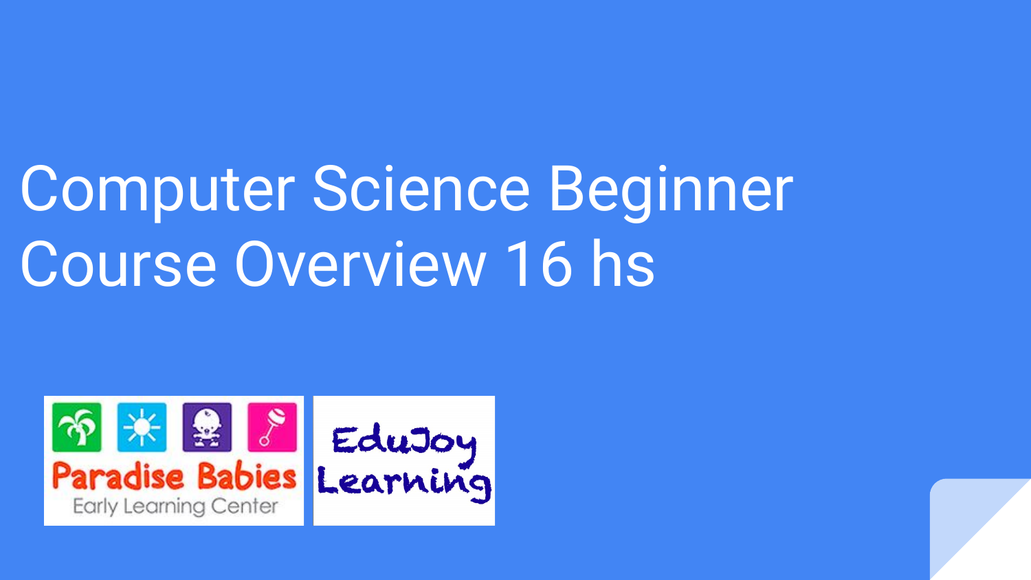# Computer Science Beginner Course Overview 16 hs

Paradise Babies

Early Learning Center

EduJoy Learning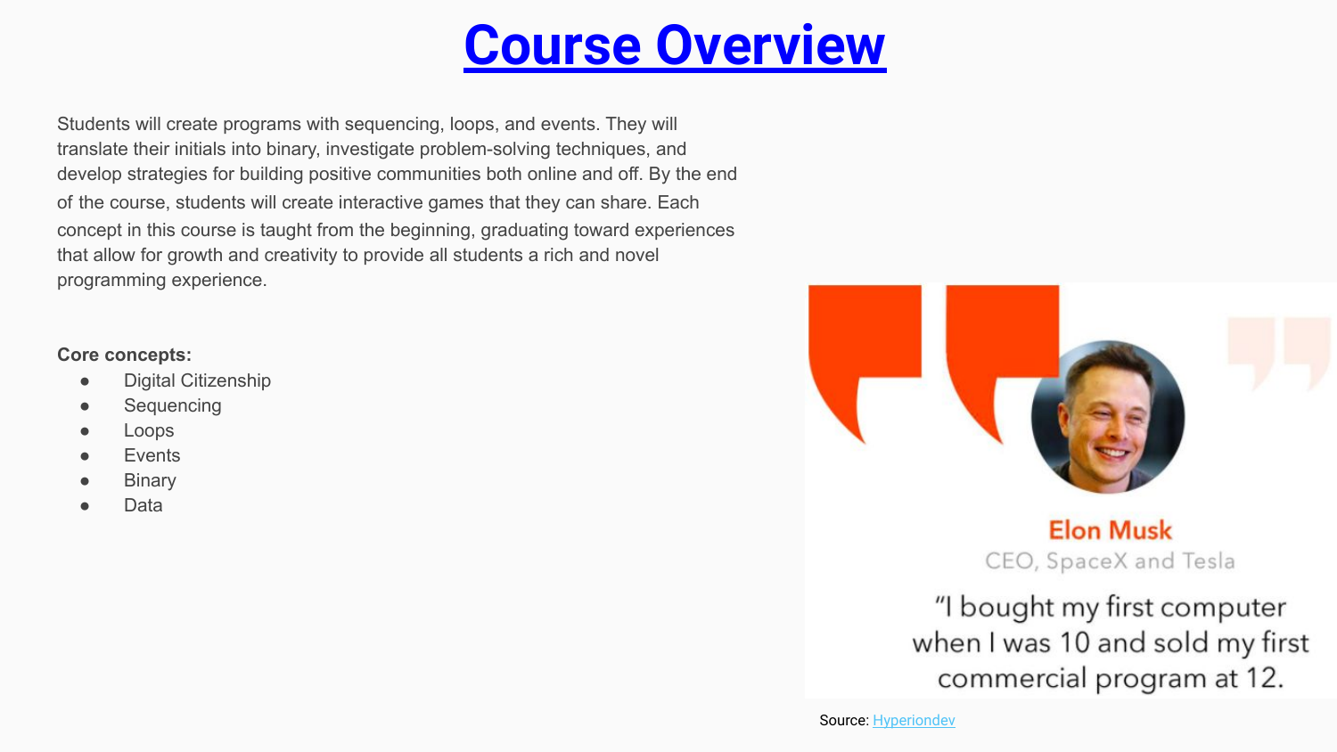# Course Overview

Students will create programs with sequencing, loops, and events. They will translate their initials into binary, investigate problem-solving techniques, and develop strategies for building positive communities both online and off. By the end of the course, students will create interactive games that they can share. Each concept in this course is taught from the beginning, graduating toward experiences that allow for growth and creativity to provide all students a rich and novel programming experience.

**Core concepts:**

- Digital Citizenship
- Sequencing
- Loops
- Events
- Binary
- Data

**Elon Musk**
CEO, SpaceX and Tesla

"I bought my first computer when I was 10 and sold my first commercial program at 12.

Source: Hyperiondev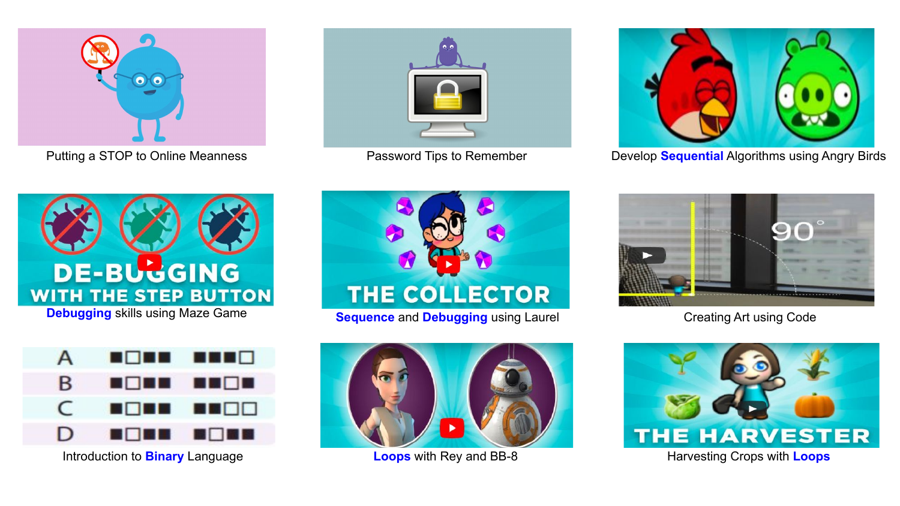Putting a STOP to Online Meanness

Password Tips to Remember

Develop **Sequential** Algorithms using Angry Birds

**Debugging** skills using Maze Game

**Sequence** and **Debugging** using Laurel

Creating Art using Code

Introduction to **Binary** Language

**Loops** with Rey and BB-8

Harvesting Crops with **Loops**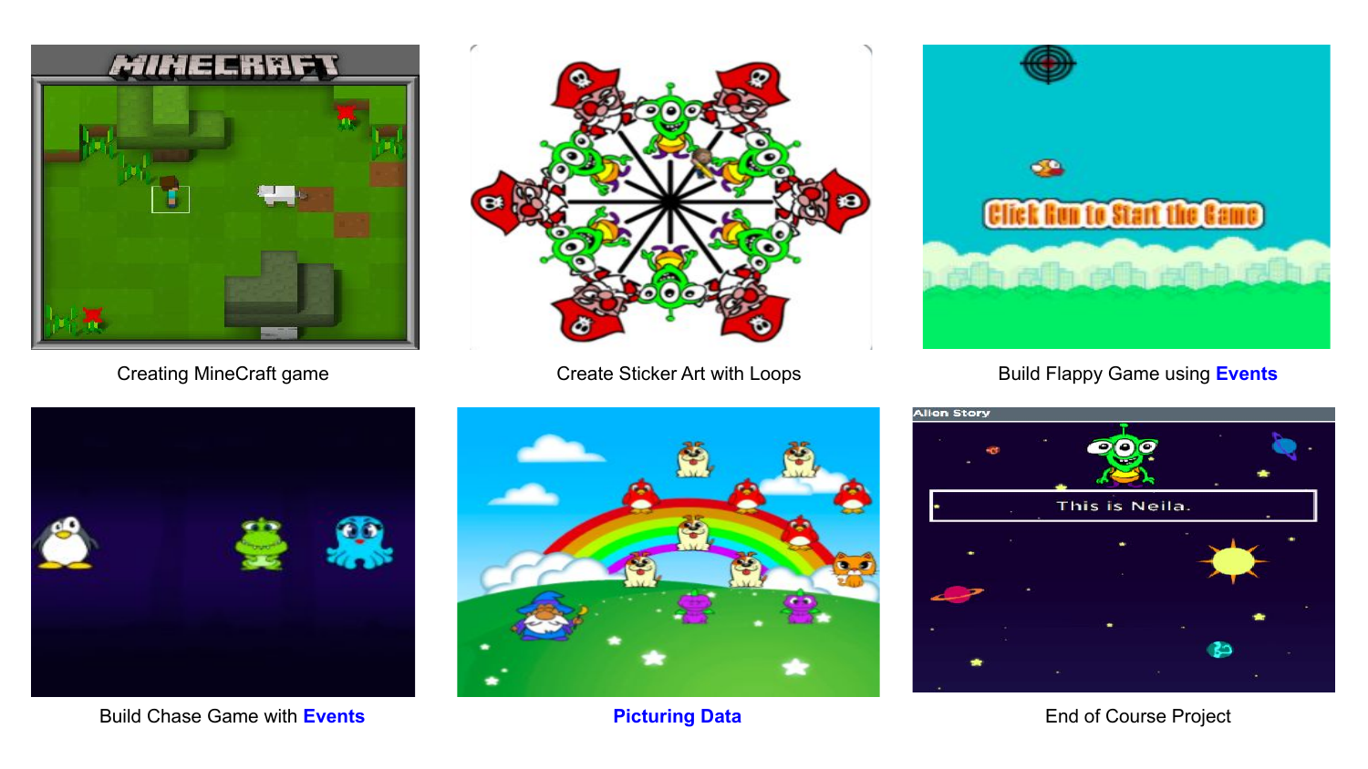Creating MineCraft game

Create Sticker Art with Loops

Build Flappy Game using **Events**

Build Chase Game with **Events**

**Picturing Data**

End of Course Project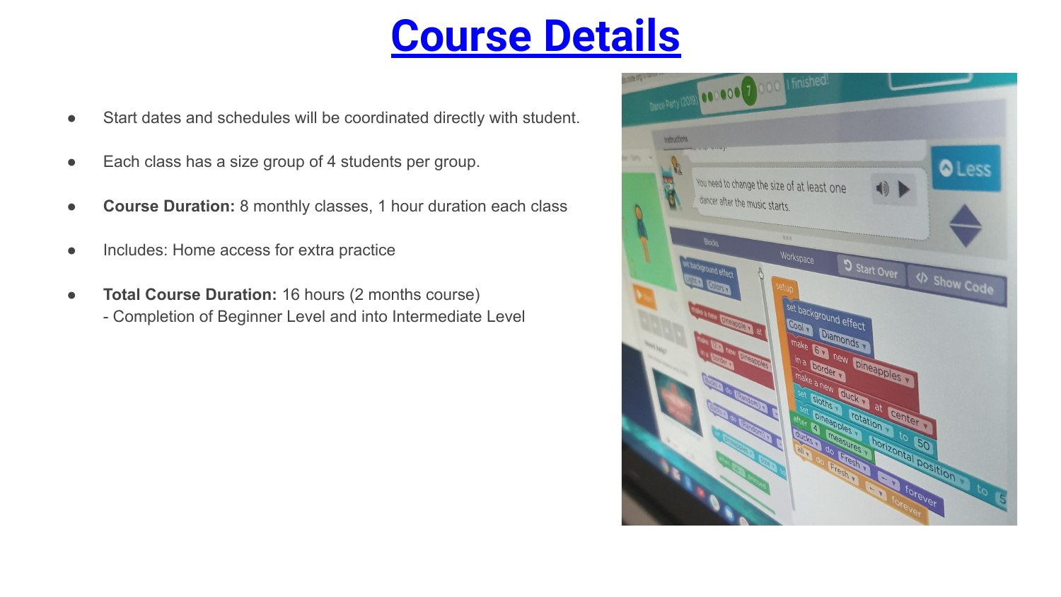# Course Details

- Start dates and schedules will be coordinated directly with student.
- Each class has a size group of 4 students per group.
- **Course Duration:** 8 monthly classes, 1 hour duration each class
- Includes: Home access for extra practice
- **Total Course Duration:** 16 hours (2 months course)
  - Completion of Beginner Level and into Intermediate Level